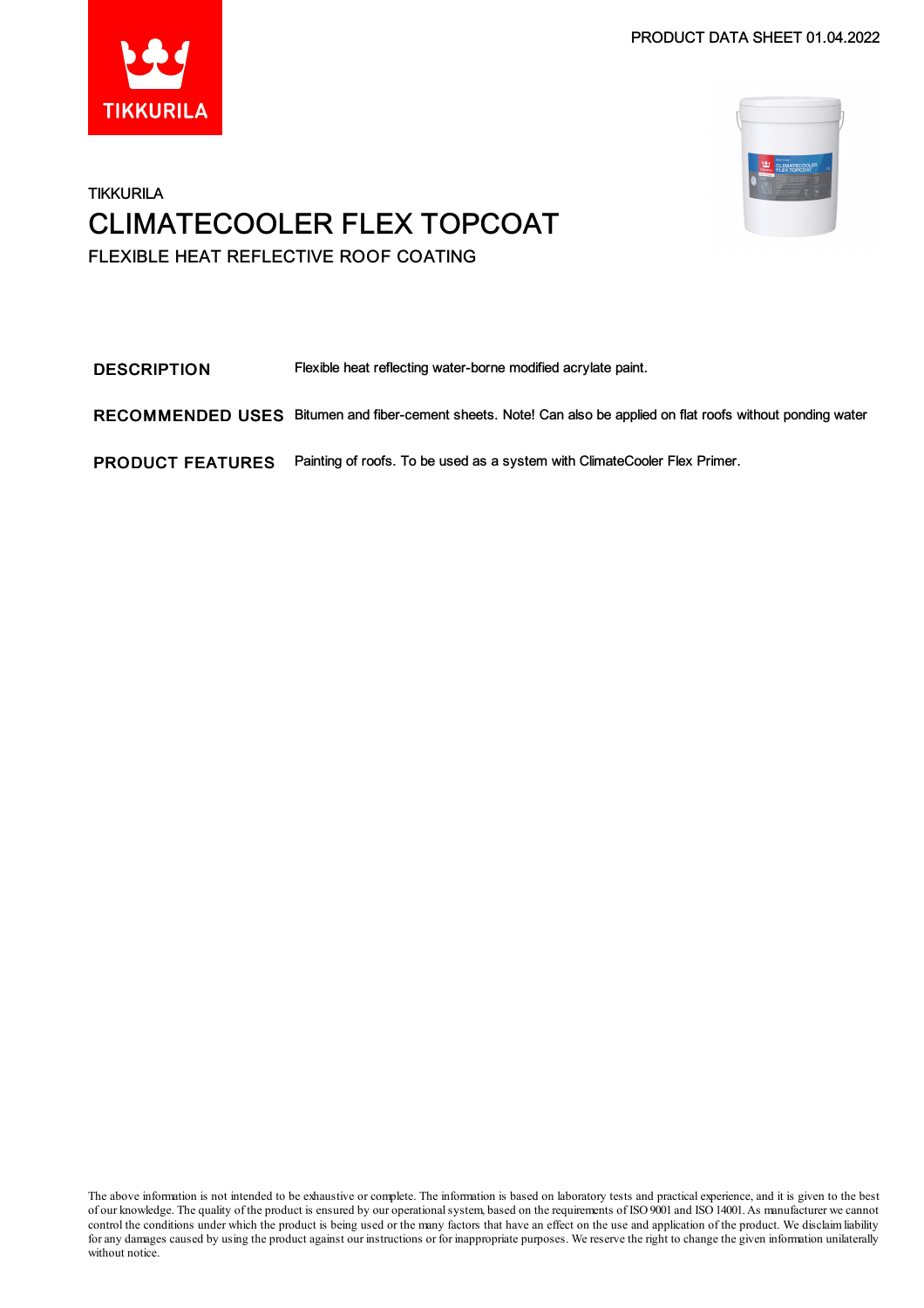PRODUCT DATA SHEET 01.04.2022

TIKKURILA

# CLIMATECOOLER FLEX TOPCOAT

FLEXIBLE HEAT REFLECTIVE ROOF COATING

| | |
|---|---|
| **DESCRIPTION** | Flexible heat reflecting water-borne modified acrylate paint. |
| **RECOMMENDED USES** | Bitumen and fiber-cement sheets. Note! Can also be applied on flat roofs without ponding water |
| **PRODUCT FEATURES** | Painting of roofs. To be used as a system with ClimateCooler Flex Primer. |

The above information is not intended to be exhaustive or complete. The information is based on laboratory tests and practical experience, and it is given to the best of our knowledge. The quality of the product is ensured by our operational system, based on the requirements of ISO 9001 and ISO 14001. As manufacturer we cannot control the conditions under which the product is being used or the many factors that have an effect on the use and application of the product. We disclaim liability for any damages caused by using the product against our instructions or for inappropriate purposes. We reserve the right to change the given information unilaterally without notice.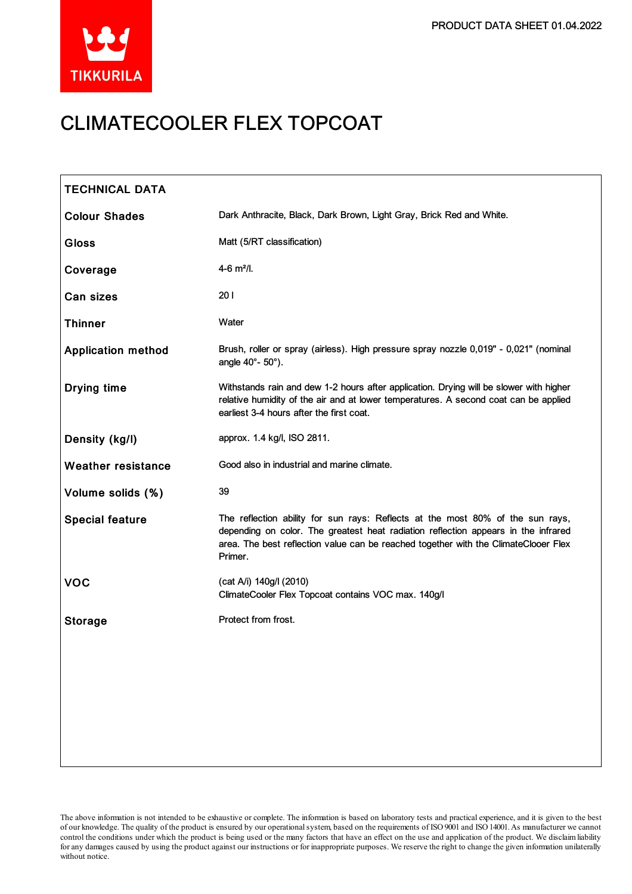PRODUCT DATA SHEET 01.04.2022

# CLIMATECOOLER FLEX TOPCOAT

## TECHNICAL DATA

| | |
|---|---|
| **Colour Shades** | Dark Anthracite, Black, Dark Brown, Light Gray, Brick Red and White. |
| **Gloss** | Matt (5/RT classification) |
| **Coverage** | 4-6 m²/l. |
| **Can sizes** | 20 l |
| **Thinner** | Water |
| **Application method** | Brush, roller or spray (airless). High pressure spray nozzle 0,019" - 0,021" (nominal angle 40°- 50°). |
| **Drying time** | Withstands rain and dew 1-2 hours after application. Drying will be slower with higher relative humidity of the air and at lower temperatures. A second coat can be applied earliest 3-4 hours after the first coat. |
| **Density (kg/l)** | approx. 1.4 kg/l, ISO 2811. |
| **Weather resistance** | Good also in industrial and marine climate. |
| **Volume solids (%)** | 39 |
| **Special feature** | The reflection ability for sun rays: Reflects at the most 80% of the sun rays, depending on color. The greatest heat radiation reflection appears in the infrared area. The best reflection value can be reached together with the ClimateClooer Flex Primer. |
| **VOC** | (cat A/i) 140g/l (2010)<br>ClimateCooler Flex Topcoat contains VOC max. 140g/l |
| **Storage** | Protect from frost. |

The above information is not intended to be exhaustive or complete. The information is based on laboratory tests and practical experience, and it is given to the best of our knowledge. The quality of the product is ensured by our operational system, based on the requirements of ISO 9001 and ISO 14001. As manufacturer we cannot control the conditions under which the product is being used or the many factors that have an effect on the use and application of the product. We disclaim liability for any damages caused by using the product against our instructions or for inappropriate purposes. We reserve the right to change the given information unilaterally without notice.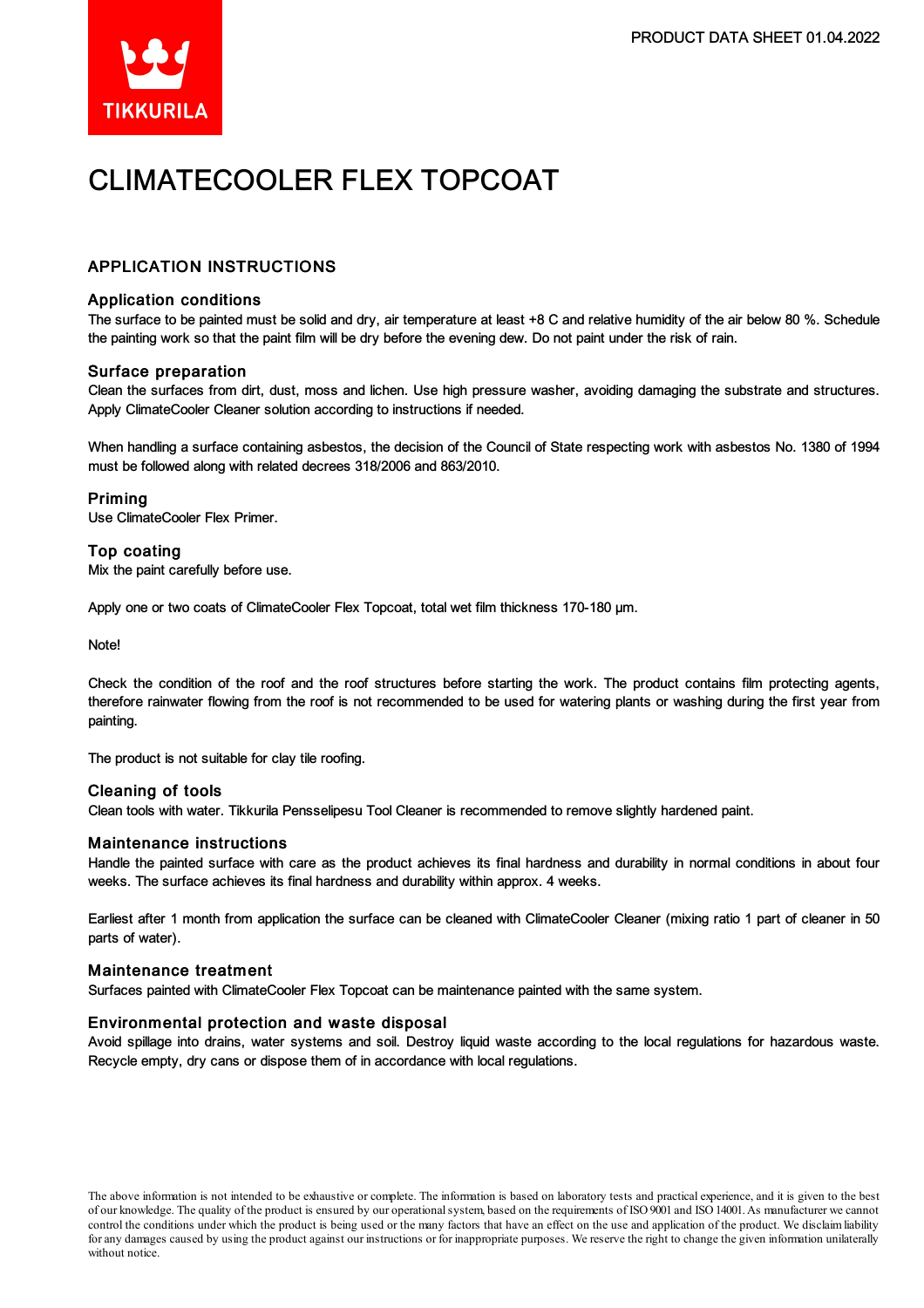# CLIMATECOOLER FLEX TOPCOAT

## APPLICATION INSTRUCTIONS

### Application conditions

The surface to be painted must be solid and dry, air temperature at least +8 C and relative humidity of the air below 80 %. Schedule the painting work so that the paint film will be dry before the evening dew. Do not paint under the risk of rain.

### Surface preparation

Clean the surfaces from dirt, dust, moss and lichen. Use high pressure washer, avoiding damaging the substrate and structures. Apply ClimateCooler Cleaner solution according to instructions if needed.

When handling a surface containing asbestos, the decision of the Council of State respecting work with asbestos No. 1380 of 1994 must be followed along with related decrees 318/2006 and 863/2010.

### Priming

Use ClimateCooler Flex Primer.

### Top coating

Mix the paint carefully before use.

Apply one or two coats of ClimateCooler Flex Topcoat, total wet film thickness 170-180 µm.

Note!

Check the condition of the roof and the roof structures before starting the work. The product contains film protecting agents, therefore rainwater flowing from the roof is not recommended to be used for watering plants or washing during the first year from painting.

The product is not suitable for clay tile roofing.

### Cleaning of tools

Clean tools with water. Tikkurila Pensselipesu Tool Cleaner is recommended to remove slightly hardened paint.

### Maintenance instructions

Handle the painted surface with care as the product achieves its final hardness and durability in normal conditions in about four weeks. The surface achieves its final hardness and durability within approx. 4 weeks.

Earliest after 1 month from application the surface can be cleaned with ClimateCooler Cleaner (mixing ratio 1 part of cleaner in 50 parts of water).

### Maintenance treatment

Surfaces painted with ClimateCooler Flex Topcoat can be maintenance painted with the same system.

### Environmental protection and waste disposal

Avoid spillage into drains, water systems and soil. Destroy liquid waste according to the local regulations for hazardous waste. Recycle empty, dry cans or dispose them of in accordance with local regulations.

The above information is not intended to be exhaustive or complete. The information is based on laboratory tests and practical experience, and it is given to the best of our knowledge. The quality of the product is ensured by our operational system, based on the requirements of ISO 9001 and ISO 14001. As manufacturer we cannot control the conditions under which the product is being used or the many factors that have an effect on the use and application of the product. We disclaim liability for any damages caused by using the product against our instructions or for inappropriate purposes. We reserve the right to change the given information unilaterally without notice.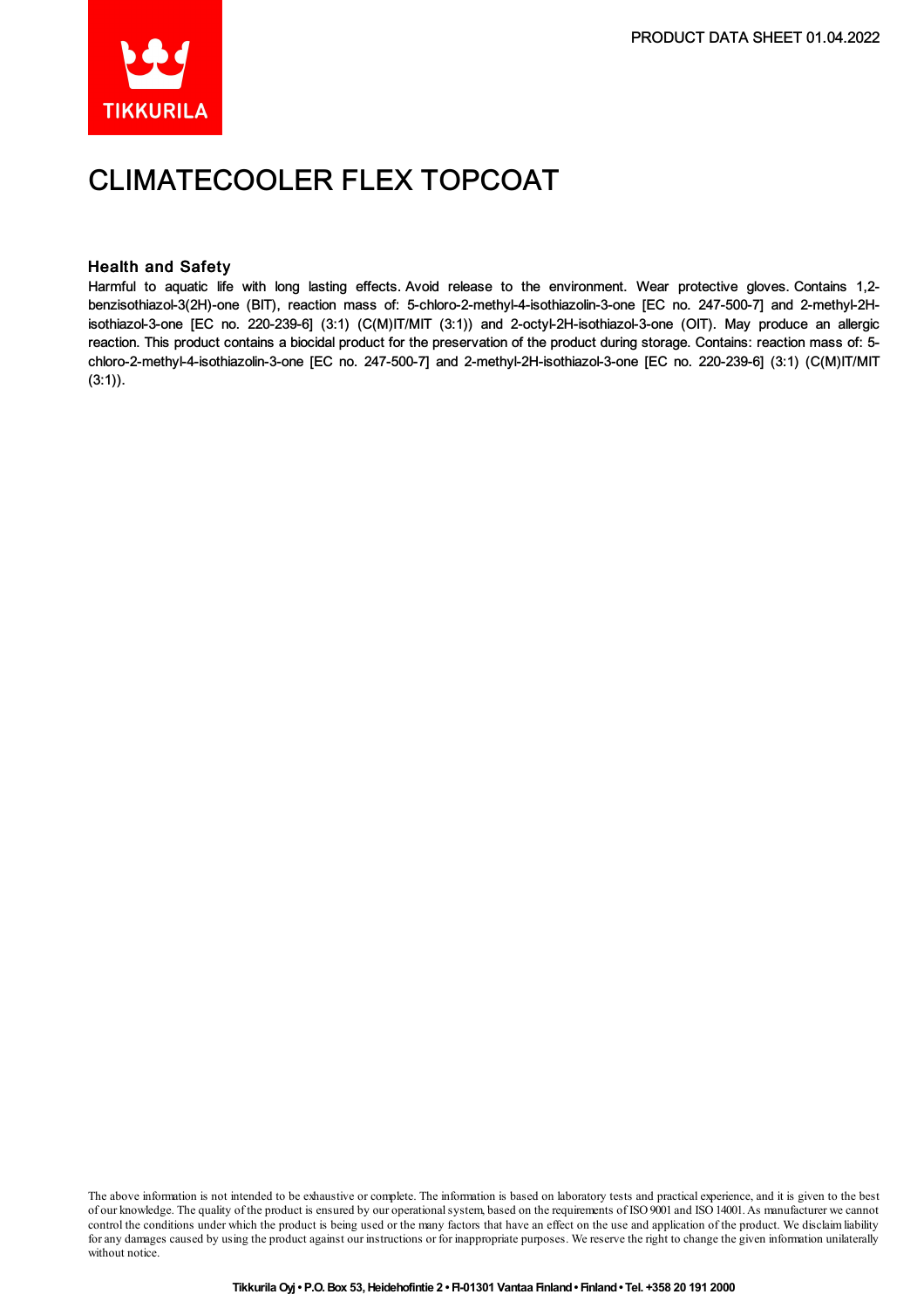# CLIMATECOOLER FLEX TOPCOAT

### Health and Safety

Harmful to aquatic life with long lasting effects. Avoid release to the environment. Wear protective gloves. Contains 1,2-benzisothiazol-3(2H)-one (BIT), reaction mass of: 5-chloro-2-methyl-4-isothiazolin-3-one [EC no. 247-500-7] and 2-methyl-2H-isothiazol-3-one [EC no. 220-239-6] (3:1) (C(M)IT/MIT (3:1)) and 2-octyl-2H-isothiazol-3-one (OIT). May produce an allergic reaction. This product contains a biocidal product for the preservation of the product during storage. Contains: reaction mass of: 5-chloro-2-methyl-4-isothiazolin-3-one [EC no. 247-500-7] and 2-methyl-2H-isothiazol-3-one [EC no. 220-239-6] (3:1) (C(M)IT/MIT (3:1)).

The above information is not intended to be exhaustive or complete. The information is based on laboratory tests and practical experience, and it is given to the best of our knowledge. The quality of the product is ensured by our operational system, based on the requirements of ISO 9001 and ISO 14001. As manufacturer we cannot control the conditions under which the product is being used or the many factors that have an effect on the use and application of the product. We disclaim liability for any damages caused by using the product against our instructions or for inappropriate purposes. We reserve the right to change the given information unilaterally without notice.

**Tikkurila Oyj • P.O. Box 53, Heidehofintie 2 • FI-01301 Vantaa Finland • Finland • Tel. +358 20 191 2000**